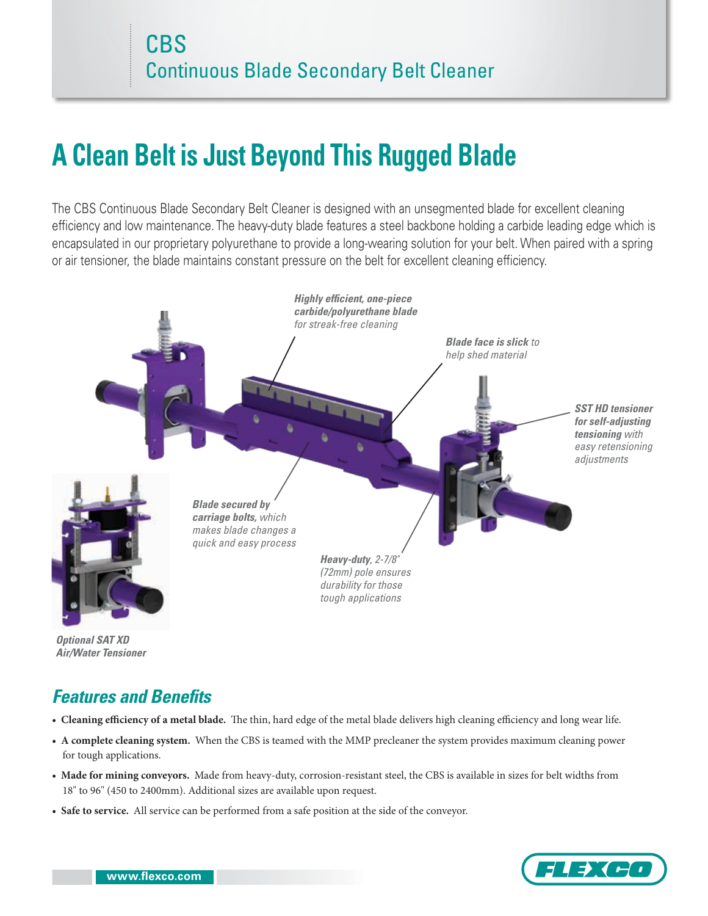# CBS
## Continuous Blade Secondary Belt Cleaner

# A Clean Belt is Just Beyond This Rugged Blade

The CBS Continuous Blade Secondary Belt Cleaner is designed with an unsegmented blade for excellent cleaning efficiency and low maintenance. The heavy-duty blade features a steel backbone holding a carbide leading edge which is encapsulated in our proprietary polyurethane to provide a long-wearing solution for your belt. When paired with a spring or air tensioner, the blade maintains constant pressure on the belt for excellent cleaning efficiency.

***Highly efficient, one-piece carbide/polyurethane blade*** *for streak-free cleaning*

***Blade face is slick*** *to help shed material*

***SST HD tensioner for self-adjusting tensioning*** *with easy retensioning adjustments*

***Blade secured by carriage bolts,*** *which makes blade changes a quick and easy process*

***Heavy-duty****, 2-7/8" (72mm) pole ensures durability for those tough applications*

***Optional SAT XD Air/Water Tensioner***

## *Features and Benefits*

- **Cleaning efficiency of a metal blade.** The thin, hard edge of the metal blade delivers high cleaning efficiency and long wear life.
- **A complete cleaning system.** When the CBS is teamed with the MMP precleaner the system provides maximum cleaning power for tough applications.
- **Made for mining conveyors.** Made from heavy-duty, corrosion-resistant steel, the CBS is available in sizes for belt widths from 18" to 96" (450 to 2400mm). Additional sizes are available upon request.
- **Safe to service.** All service can be performed from a safe position at the side of the conveyor.

www.flexco.com

FLEXCO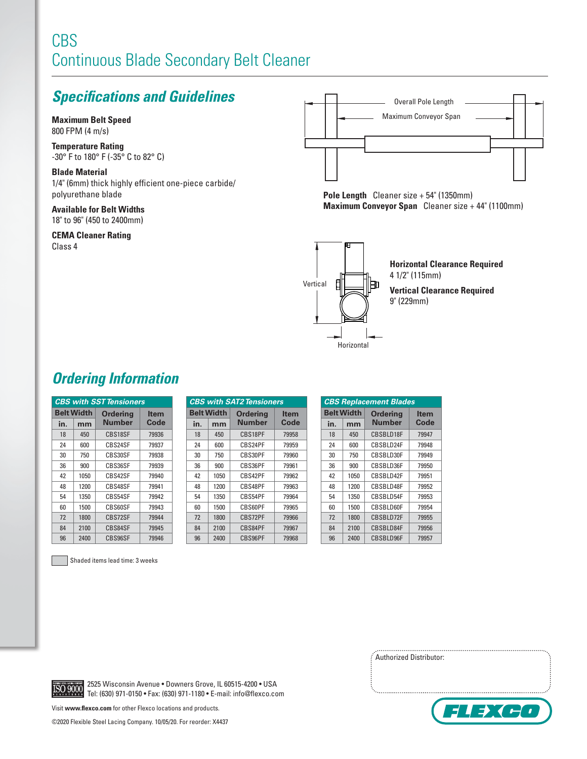# CBS
## Continuous Blade Secondary Belt Cleaner

## Specifications and Guidelines

**Maximum Belt Speed**
800 FPM (4 m/s)

**Temperature Rating**
-30° F to 180° F (-35° C to 82° C)

**Blade Material**
1/4" (6mm) thick highly efficient one-piece carbide/polyurethane blade

**Available for Belt Widths**
18" to 96" (450 to 2400mm)

**CEMA Cleaner Rating**
Class 4

Overall Pole Length
Maximum Conveyor Span

**Pole Length** Cleaner size + 54" (1350mm)
**Maximum Conveyor Span** Cleaner size + 44" (1100mm)

Vertical
Horizontal

**Horizontal Clearance Required**
4 1/2" (115mm)

**Vertical Clearance Required**
9" (229mm)

## Ordering Information

**CBS with SST Tensioners**

| Belt Width in. | Belt Width mm | Ordering Number | Item Code |
|---|---|---|---|
| 18 | 450 | CBS18SF | 79936 |
| 24 | 600 | CBS24SF | 79937 |
| 30 | 750 | CBS30SF | 79938 |
| 36 | 900 | CBS36SF | 79939 |
| 42 | 1050 | CBS42SF | 79940 |
| 48 | 1200 | CBS48SF | 79941 |
| 54 | 1350 | CBS54SF | 79942 |
| 60 | 1500 | CBS60SF | 79943 |
| 72 | 1800 | CBS72SF | 79944 |
| 84 | 2100 | CBS84SF | 79945 |
| 96 | 2400 | CBS96SF | 79946 |

**CBS with SAT2 Tensioners**

| Belt Width in. | Belt Width mm | Ordering Number | Item Code |
|---|---|---|---|
| 18 | 450 | CBS18PF | 79958 |
| 24 | 600 | CBS24PF | 79959 |
| 30 | 750 | CBS30PF | 79960 |
| 36 | 900 | CBS36PF | 79961 |
| 42 | 1050 | CBS42PF | 79962 |
| 48 | 1200 | CBS48PF | 79963 |
| 54 | 1350 | CBS54PF | 79964 |
| 60 | 1500 | CBS60PF | 79965 |
| 72 | 1800 | CBS72PF | 79966 |
| 84 | 2100 | CBS84PF | 79967 |
| 96 | 2400 | CBS96PF | 79968 |

**CBS Replacement Blades**

| Belt Width in. | Belt Width mm | Ordering Number | Item Code |
|---|---|---|---|
| 18 | 450 | CBSBLD18F | 79947 |
| 24 | 600 | CBSBLD24F | 79948 |
| 30 | 750 | CBSBLD30F | 79949 |
| 36 | 900 | CBSBLD36F | 79950 |
| 42 | 1050 | CBSBLD42F | 79951 |
| 48 | 1200 | CBSBLD48F | 79952 |
| 54 | 1350 | CBSBLD54F | 79953 |
| 60 | 1500 | CBSBLD60F | 79954 |
| 72 | 1800 | CBSBLD72F | 79955 |
| 84 | 2100 | CBSBLD84F | 79956 |
| 96 | 2400 | CBSBLD96F | 79957 |

Shaded items lead time: 3 weeks

Authorized Distributor:

ISO 9000

2525 Wisconsin Avenue • Downers Grove, IL 60515-4200 • USA
Tel: (630) 971-0150 • Fax: (630) 971-1180 • E-mail: info@flexco.com

Visit **www.flexco.com** for other Flexco locations and products.

©2020 Flexible Steel Lacing Company. 10/05/20. For reorder: X4437

FLEXCO